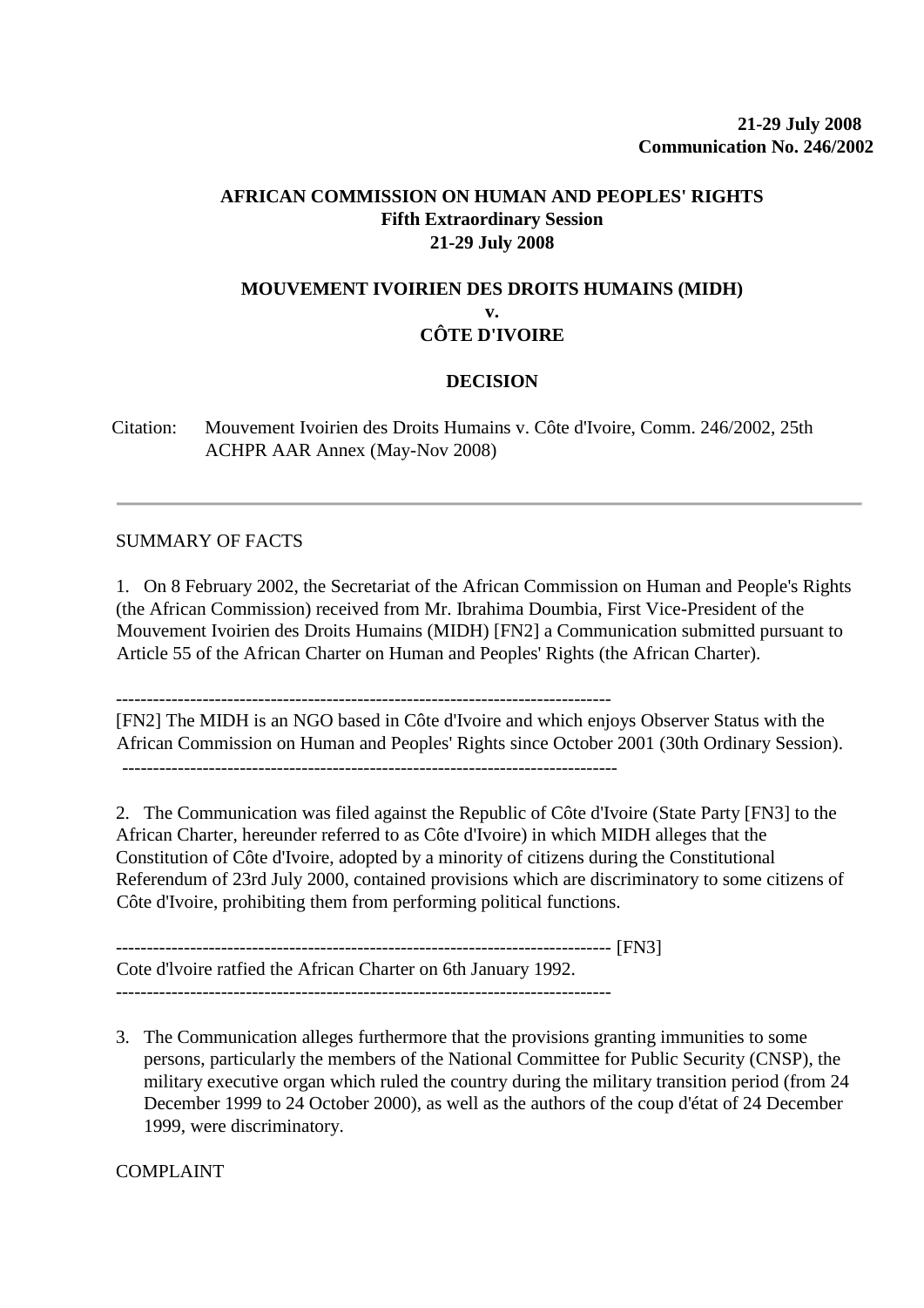**21-29 July 2008**
**Communication No. 246/2002**

**AFRICAN COMMISSION ON HUMAN AND PEOPLES' RIGHTS**
**Fifth Extraordinary Session**
**21-29 July 2008**

**MOUVEMENT IVOIRIEN DES DROITS HUMAINS (MIDH)**
**v.**
**CÔTE D'IVOIRE**

**DECISION**

Citation: Mouvement Ivoirien des Droits Humains v. Côte d'Ivoire, Comm. 246/2002, 25th ACHPR AAR Annex (May-Nov 2008)

---

SUMMARY OF FACTS

1. On 8 February 2002, the Secretariat of the African Commission on Human and People's Rights (the African Commission) received from Mr. Ibrahima Doumbia, First Vice-President of the Mouvement Ivoirien des Droits Humains (MIDH) [FN2] a Communication submitted pursuant to Article 55 of the African Charter on Human and Peoples' Rights (the African Charter).

--------------------------------------------------------------------------------

[FN2] The MIDH is an NGO based in Côte d'Ivoire and which enjoys Observer Status with the African Commission on Human and Peoples' Rights since October 2001 (30th Ordinary Session).

--------------------------------------------------------------------------------

2. The Communication was filed against the Republic of Côte d'Ivoire (State Party [FN3] to the African Charter, hereunder referred to as Côte d'Ivoire) in which MIDH alleges that the Constitution of Côte d'Ivoire, adopted by a minority of citizens during the Constitutional Referendum of 23rd July 2000, contained provisions which are discriminatory to some citizens of Côte d'Ivoire, prohibiting them from performing political functions.

-------------------------------------------------------------------------------- [FN3]
Cote d'lvoire ratfied the African Charter on 6th January 1992.

--------------------------------------------------------------------------------

3. The Communication alleges furthermore that the provisions granting immunities to some persons, particularly the members of the National Committee for Public Security (CNSP), the military executive organ which ruled the country during the military transition period (from 24 December 1999 to 24 October 2000), as well as the authors of the coup d'état of 24 December 1999, were discriminatory.

COMPLAINT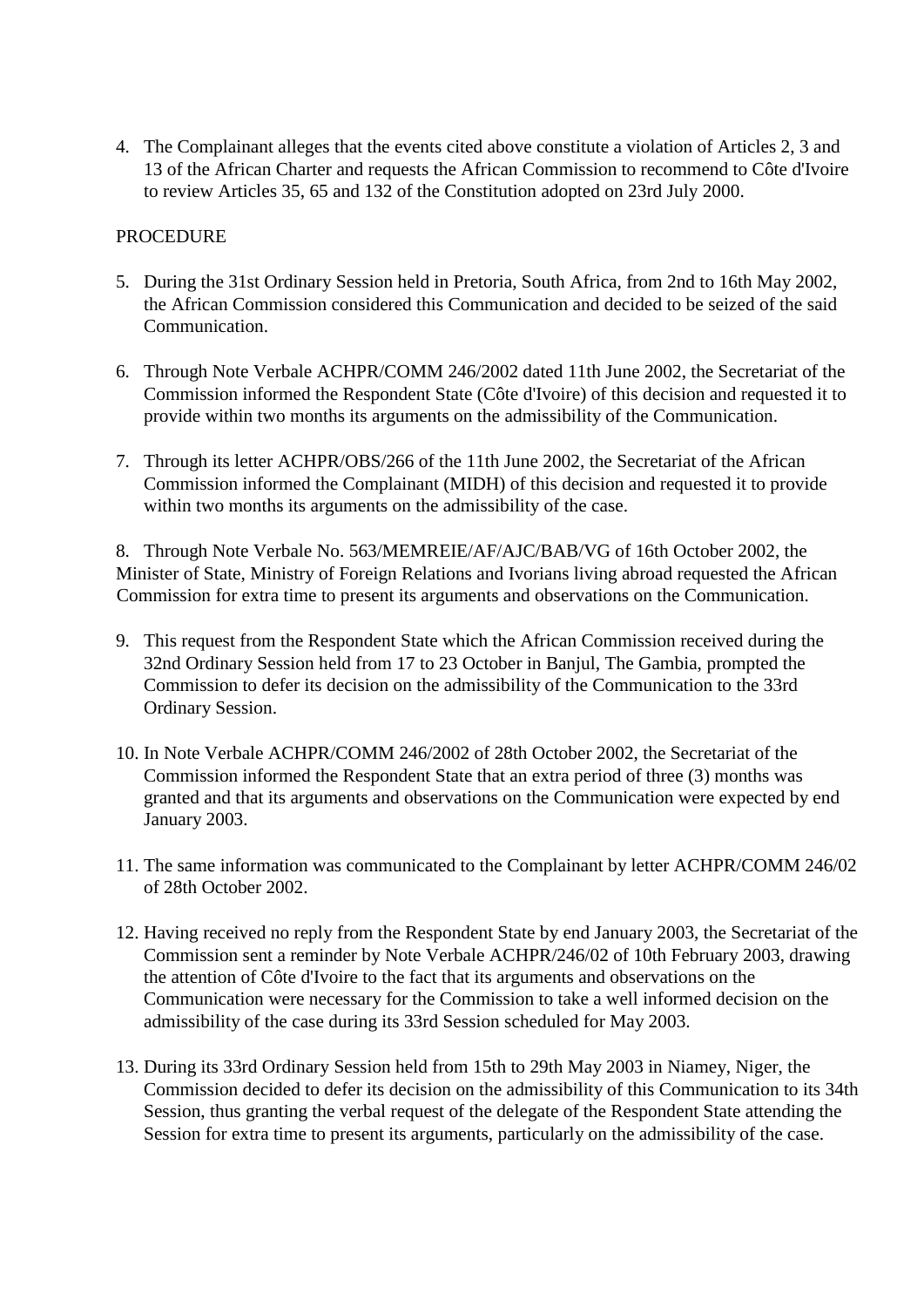4. The Complainant alleges that the events cited above constitute a violation of Articles 2, 3 and 13 of the African Charter and requests the African Commission to recommend to Côte d'Ivoire to review Articles 35, 65 and 132 of the Constitution adopted on 23rd July 2000.

PROCEDURE

5. During the 31st Ordinary Session held in Pretoria, South Africa, from 2nd to 16th May 2002, the African Commission considered this Communication and decided to be seized of the said Communication.

6. Through Note Verbale ACHPR/COMM 246/2002 dated 11th June 2002, the Secretariat of the Commission informed the Respondent State (Côte d'Ivoire) of this decision and requested it to provide within two months its arguments on the admissibility of the Communication.

7. Through its letter ACHPR/OBS/266 of the 11th June 2002, the Secretariat of the African Commission informed the Complainant (MIDH) of this decision and requested it to provide within two months its arguments on the admissibility of the case.

8. Through Note Verbale No. 563/MEMREIE/AF/AJC/BAB/VG of 16th October 2002, the Minister of State, Ministry of Foreign Relations and Ivorians living abroad requested the African Commission for extra time to present its arguments and observations on the Communication.

9. This request from the Respondent State which the African Commission received during the 32nd Ordinary Session held from 17 to 23 October in Banjul, The Gambia, prompted the Commission to defer its decision on the admissibility of the Communication to the 33rd Ordinary Session.

10. In Note Verbale ACHPR/COMM 246/2002 of 28th October 2002, the Secretariat of the Commission informed the Respondent State that an extra period of three (3) months was granted and that its arguments and observations on the Communication were expected by end January 2003.

11. The same information was communicated to the Complainant by letter ACHPR/COMM 246/02 of 28th October 2002.

12. Having received no reply from the Respondent State by end January 2003, the Secretariat of the Commission sent a reminder by Note Verbale ACHPR/246/02 of 10th February 2003, drawing the attention of Côte d'Ivoire to the fact that its arguments and observations on the Communication were necessary for the Commission to take a well informed decision on the admissibility of the case during its 33rd Session scheduled for May 2003.

13. During its 33rd Ordinary Session held from 15th to 29th May 2003 in Niamey, Niger, the Commission decided to defer its decision on the admissibility of this Communication to its 34th Session, thus granting the verbal request of the delegate of the Respondent State attending the Session for extra time to present its arguments, particularly on the admissibility of the case.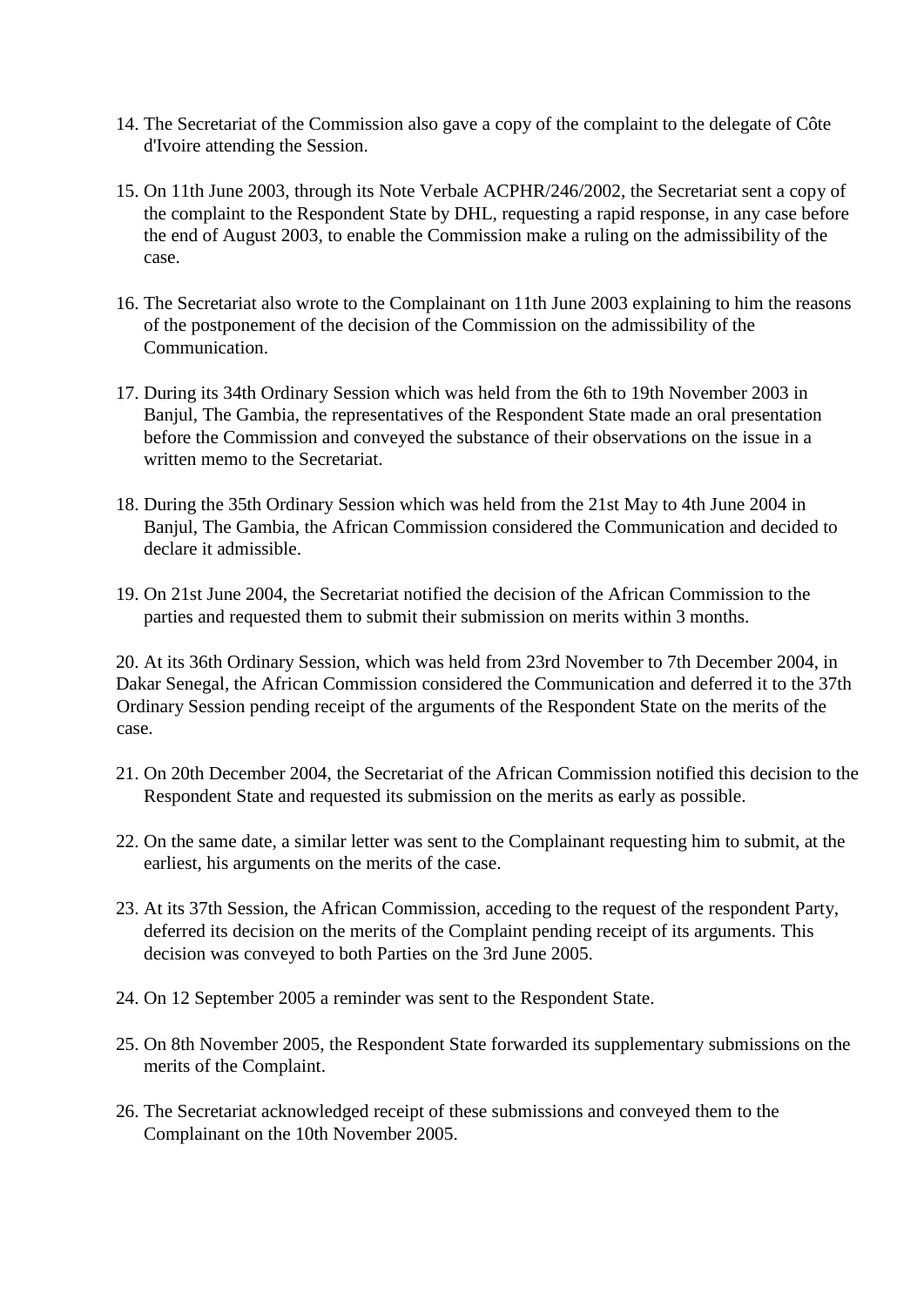14. The Secretariat of the Commission also gave a copy of the complaint to the delegate of Côte d'Ivoire attending the Session.

15. On 11th June 2003, through its Note Verbale ACPHR/246/2002, the Secretariat sent a copy of the complaint to the Respondent State by DHL, requesting a rapid response, in any case before the end of August 2003, to enable the Commission make a ruling on the admissibility of the case.

16. The Secretariat also wrote to the Complainant on 11th June 2003 explaining to him the reasons of the postponement of the decision of the Commission on the admissibility of the Communication.

17. During its 34th Ordinary Session which was held from the 6th to 19th November 2003 in Banjul, The Gambia, the representatives of the Respondent State made an oral presentation before the Commission and conveyed the substance of their observations on the issue in a written memo to the Secretariat.

18. During the 35th Ordinary Session which was held from the 21st May to 4th June 2004 in Banjul, The Gambia, the African Commission considered the Communication and decided to declare it admissible.

19. On 21st June 2004, the Secretariat notified the decision of the African Commission to the parties and requested them to submit their submission on merits within 3 months.

20. At its 36th Ordinary Session, which was held from 23rd November to 7th December 2004, in Dakar Senegal, the African Commission considered the Communication and deferred it to the 37th Ordinary Session pending receipt of the arguments of the Respondent State on the merits of the case.

21. On 20th December 2004, the Secretariat of the African Commission notified this decision to the Respondent State and requested its submission on the merits as early as possible.

22. On the same date, a similar letter was sent to the Complainant requesting him to submit, at the earliest, his arguments on the merits of the case.

23. At its 37th Session, the African Commission, acceding to the request of the respondent Party, deferred its decision on the merits of the Complaint pending receipt of its arguments. This decision was conveyed to both Parties on the 3rd June 2005.

24. On 12 September 2005 a reminder was sent to the Respondent State.

25. On 8th November 2005, the Respondent State forwarded its supplementary submissions on the merits of the Complaint.

26. The Secretariat acknowledged receipt of these submissions and conveyed them to the Complainant on the 10th November 2005.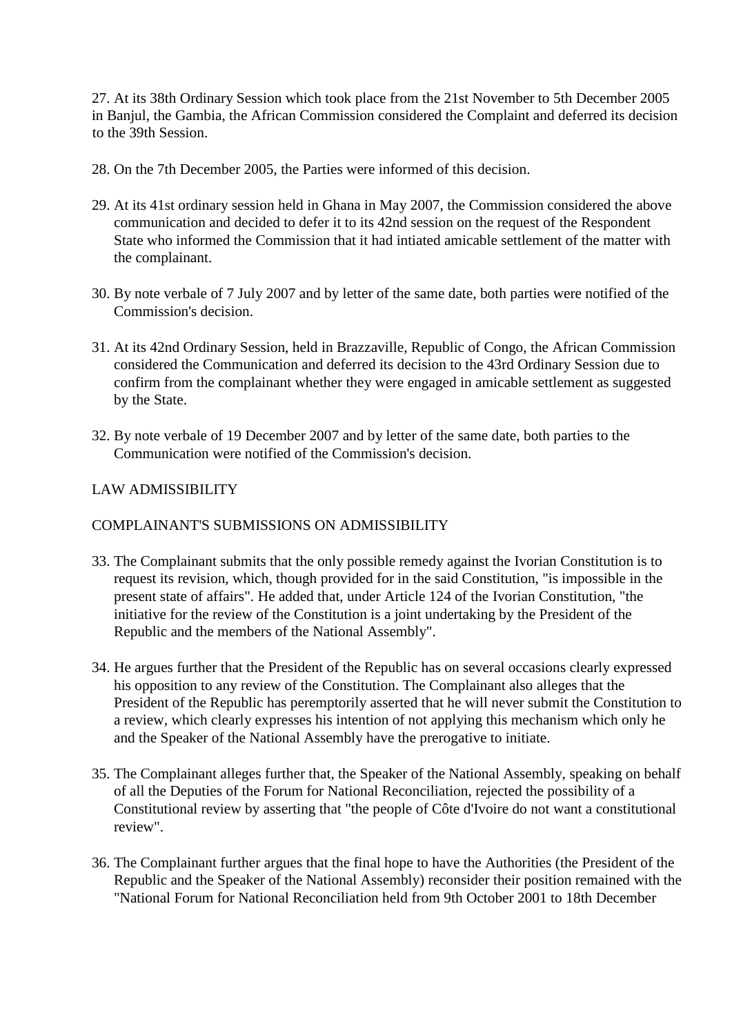27. At its 38th Ordinary Session which took place from the 21st November to 5th December 2005 in Banjul, the Gambia, the African Commission considered the Complaint and deferred its decision to the 39th Session.

28. On the 7th December 2005, the Parties were informed of this decision.

29. At its 41st ordinary session held in Ghana in May 2007, the Commission considered the above communication and decided to defer it to its 42nd session on the request of the Respondent State who informed the Commission that it had intiated amicable settlement of the matter with the complainant.

30. By note verbale of 7 July 2007 and by letter of the same date, both parties were notified of the Commission's decision.

31. At its 42nd Ordinary Session, held in Brazzaville, Republic of Congo, the African Commission considered the Communication and deferred its decision to the 43rd Ordinary Session due to confirm from the complainant whether they were engaged in amicable settlement as suggested by the State.

32. By note verbale of 19 December 2007 and by letter of the same date, both parties to the Communication were notified of the Commission's decision.

LAW ADMISSIBILITY

COMPLAINANT'S SUBMISSIONS ON ADMISSIBILITY

33. The Complainant submits that the only possible remedy against the Ivorian Constitution is to request its revision, which, though provided for in the said Constitution, "is impossible in the present state of affairs". He added that, under Article 124 of the Ivorian Constitution, "the initiative for the review of the Constitution is a joint undertaking by the President of the Republic and the members of the National Assembly".

34. He argues further that the President of the Republic has on several occasions clearly expressed his opposition to any review of the Constitution. The Complainant also alleges that the President of the Republic has peremptorily asserted that he will never submit the Constitution to a review, which clearly expresses his intention of not applying this mechanism which only he and the Speaker of the National Assembly have the prerogative to initiate.

35. The Complainant alleges further that, the Speaker of the National Assembly, speaking on behalf of all the Deputies of the Forum for National Reconciliation, rejected the possibility of a Constitutional review by asserting that "the people of Côte d'Ivoire do not want a constitutional review".

36. The Complainant further argues that the final hope to have the Authorities (the President of the Republic and the Speaker of the National Assembly) reconsider their position remained with the "National Forum for National Reconciliation held from 9th October 2001 to 18th December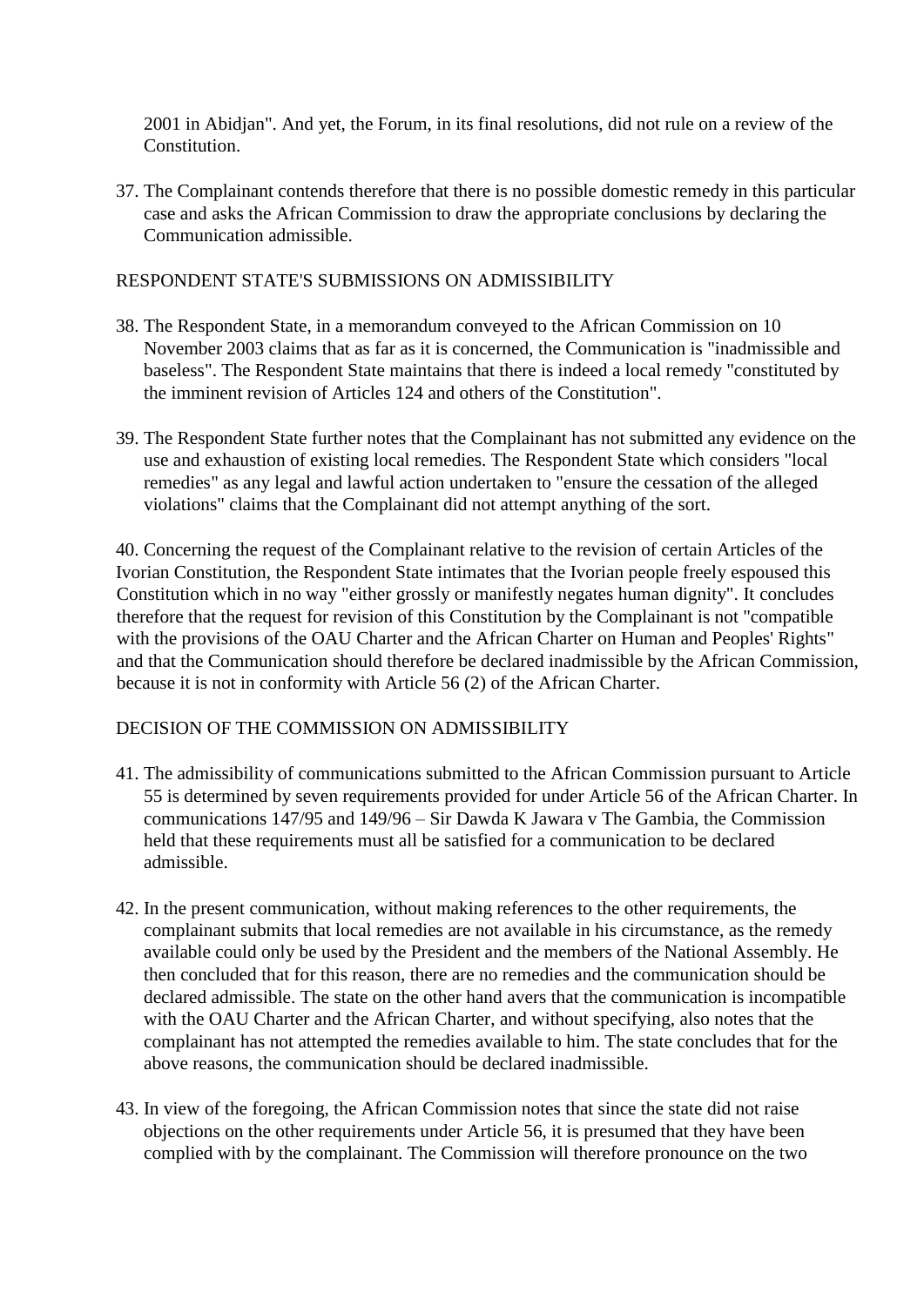2001 in Abidjan". And yet, the Forum, in its final resolutions, did not rule on a review of the Constitution.

37. The Complainant contends therefore that there is no possible domestic remedy in this particular case and asks the African Commission to draw the appropriate conclusions by declaring the Communication admissible.

RESPONDENT STATE'S SUBMISSIONS ON ADMISSIBILITY

38. The Respondent State, in a memorandum conveyed to the African Commission on 10 November 2003 claims that as far as it is concerned, the Communication is "inadmissible and baseless". The Respondent State maintains that there is indeed a local remedy "constituted by the imminent revision of Articles 124 and others of the Constitution".

39. The Respondent State further notes that the Complainant has not submitted any evidence on the use and exhaustion of existing local remedies. The Respondent State which considers "local remedies" as any legal and lawful action undertaken to "ensure the cessation of the alleged violations" claims that the Complainant did not attempt anything of the sort.

40. Concerning the request of the Complainant relative to the revision of certain Articles of the Ivorian Constitution, the Respondent State intimates that the Ivorian people freely espoused this Constitution which in no way "either grossly or manifestly negates human dignity". It concludes therefore that the request for revision of this Constitution by the Complainant is not "compatible with the provisions of the OAU Charter and the African Charter on Human and Peoples' Rights" and that the Communication should therefore be declared inadmissible by the African Commission, because it is not in conformity with Article 56 (2) of the African Charter.

DECISION OF THE COMMISSION ON ADMISSIBILITY

41. The admissibility of communications submitted to the African Commission pursuant to Article 55 is determined by seven requirements provided for under Article 56 of the African Charter. In communications 147/95 and 149/96 – Sir Dawda K Jawara v The Gambia, the Commission held that these requirements must all be satisfied for a communication to be declared admissible.

42. In the present communication, without making references to the other requirements, the complainant submits that local remedies are not available in his circumstance, as the remedy available could only be used by the President and the members of the National Assembly. He then concluded that for this reason, there are no remedies and the communication should be declared admissible. The state on the other hand avers that the communication is incompatible with the OAU Charter and the African Charter, and without specifying, also notes that the complainant has not attempted the remedies available to him. The state concludes that for the above reasons, the communication should be declared inadmissible.

43. In view of the foregoing, the African Commission notes that since the state did not raise objections on the other requirements under Article 56, it is presumed that they have been complied with by the complainant. The Commission will therefore pronounce on the two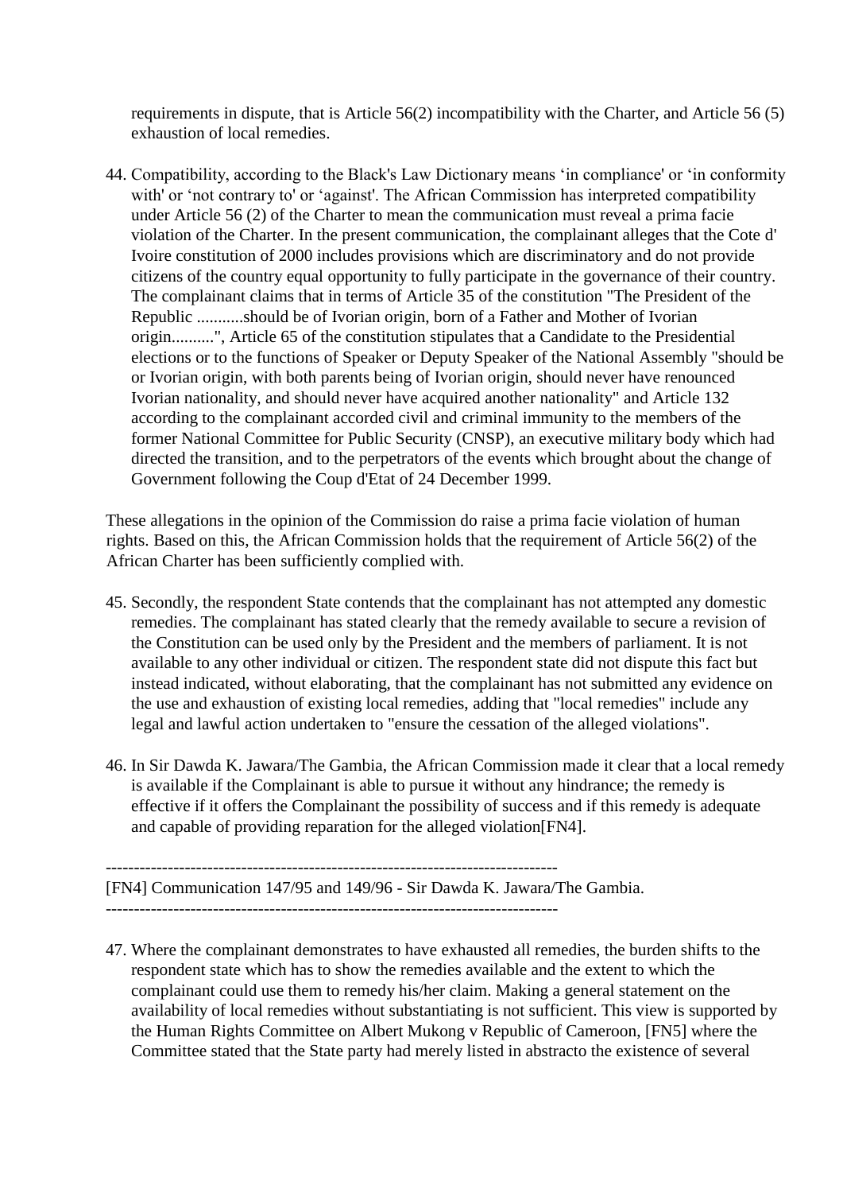requirements in dispute, that is Article 56(2) incompatibility with the Charter, and Article 56 (5) exhaustion of local remedies.

44. Compatibility, according to the Black's Law Dictionary means 'in compliance' or 'in conformity with' or 'not contrary to' or 'against'. The African Commission has interpreted compatibility under Article 56 (2) of the Charter to mean the communication must reveal a prima facie violation of the Charter. In the present communication, the complainant alleges that the Cote d' Ivoire constitution of 2000 includes provisions which are discriminatory and do not provide citizens of the country equal opportunity to fully participate in the governance of their country. The complainant claims that in terms of Article 35 of the constitution "The President of the Republic ...........should be of Ivorian origin, born of a Father and Mother of Ivorian origin..........", Article 65 of the constitution stipulates that a Candidate to the Presidential elections or to the functions of Speaker or Deputy Speaker of the National Assembly "should be or Ivorian origin, with both parents being of Ivorian origin, should never have renounced Ivorian nationality, and should never have acquired another nationality" and Article 132 according to the complainant accorded civil and criminal immunity to the members of the former National Committee for Public Security (CNSP), an executive military body which had directed the transition, and to the perpetrators of the events which brought about the change of Government following the Coup d'Etat of 24 December 1999.

These allegations in the opinion of the Commission do raise a prima facie violation of human rights. Based on this, the African Commission holds that the requirement of Article 56(2) of the African Charter has been sufficiently complied with.

45. Secondly, the respondent State contends that the complainant has not attempted any domestic remedies. The complainant has stated clearly that the remedy available to secure a revision of the Constitution can be used only by the President and the members of parliament. It is not available to any other individual or citizen. The respondent state did not dispute this fact but instead indicated, without elaborating, that the complainant has not submitted any evidence on the use and exhaustion of existing local remedies, adding that "local remedies" include any legal and lawful action undertaken to "ensure the cessation of the alleged violations".

46. In Sir Dawda K. Jawara/The Gambia, the African Commission made it clear that a local remedy is available if the Complainant is able to pursue it without any hindrance; the remedy is effective if it offers the Complainant the possibility of success and if this remedy is adequate and capable of providing reparation for the alleged violation[FN4].

---

[FN4] Communication 147/95 and 149/96 - Sir Dawda K. Jawara/The Gambia.

---

47. Where the complainant demonstrates to have exhausted all remedies, the burden shifts to the respondent state which has to show the remedies available and the extent to which the complainant could use them to remedy his/her claim. Making a general statement on the availability of local remedies without substantiating is not sufficient. This view is supported by the Human Rights Committee on Albert Mukong v Republic of Cameroon, [FN5] where the Committee stated that the State party had merely listed in abstracto the existence of several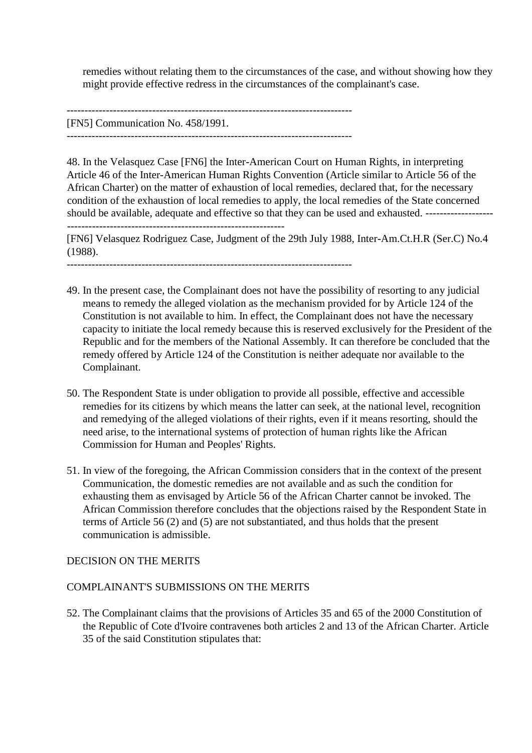remedies without relating them to the circumstances of the case, and without showing how they might provide effective redress in the circumstances of the complainant's case.

--------------------------------------------------------------------------------

[FN5] Communication No. 458/1991.

--------------------------------------------------------------------------------

48. In the Velasquez Case [FN6] the Inter-American Court on Human Rights, in interpreting Article 46 of the Inter-American Human Rights Convention (Article similar to Article 56 of the African Charter) on the matter of exhaustion of local remedies, declared that, for the necessary condition of the exhaustion of local remedies to apply, the local remedies of the State concerned should be available, adequate and effective so that they can be used and exhausted. --------------------------------------------------------------------------------

[FN6] Velasquez Rodriguez Case, Judgment of the 29th July 1988, Inter-Am.Ct.H.R (Ser.C) No.4 (1988).

--------------------------------------------------------------------------------

49. In the present case, the Complainant does not have the possibility of resorting to any judicial means to remedy the alleged violation as the mechanism provided for by Article 124 of the Constitution is not available to him. In effect, the Complainant does not have the necessary capacity to initiate the local remedy because this is reserved exclusively for the President of the Republic and for the members of the National Assembly. It can therefore be concluded that the remedy offered by Article 124 of the Constitution is neither adequate nor available to the Complainant.

50. The Respondent State is under obligation to provide all possible, effective and accessible remedies for its citizens by which means the latter can seek, at the national level, recognition and remedying of the alleged violations of their rights, even if it means resorting, should the need arise, to the international systems of protection of human rights like the African Commission for Human and Peoples' Rights.

51. In view of the foregoing, the African Commission considers that in the context of the present Communication, the domestic remedies are not available and as such the condition for exhausting them as envisaged by Article 56 of the African Charter cannot be invoked. The African Commission therefore concludes that the objections raised by the Respondent State in terms of Article 56 (2) and (5) are not substantiated, and thus holds that the present communication is admissible.

DECISION ON THE MERITS

COMPLAINANT'S SUBMISSIONS ON THE MERITS

52. The Complainant claims that the provisions of Articles 35 and 65 of the 2000 Constitution of the Republic of Cote d'Ivoire contravenes both articles 2 and 13 of the African Charter. Article 35 of the said Constitution stipulates that: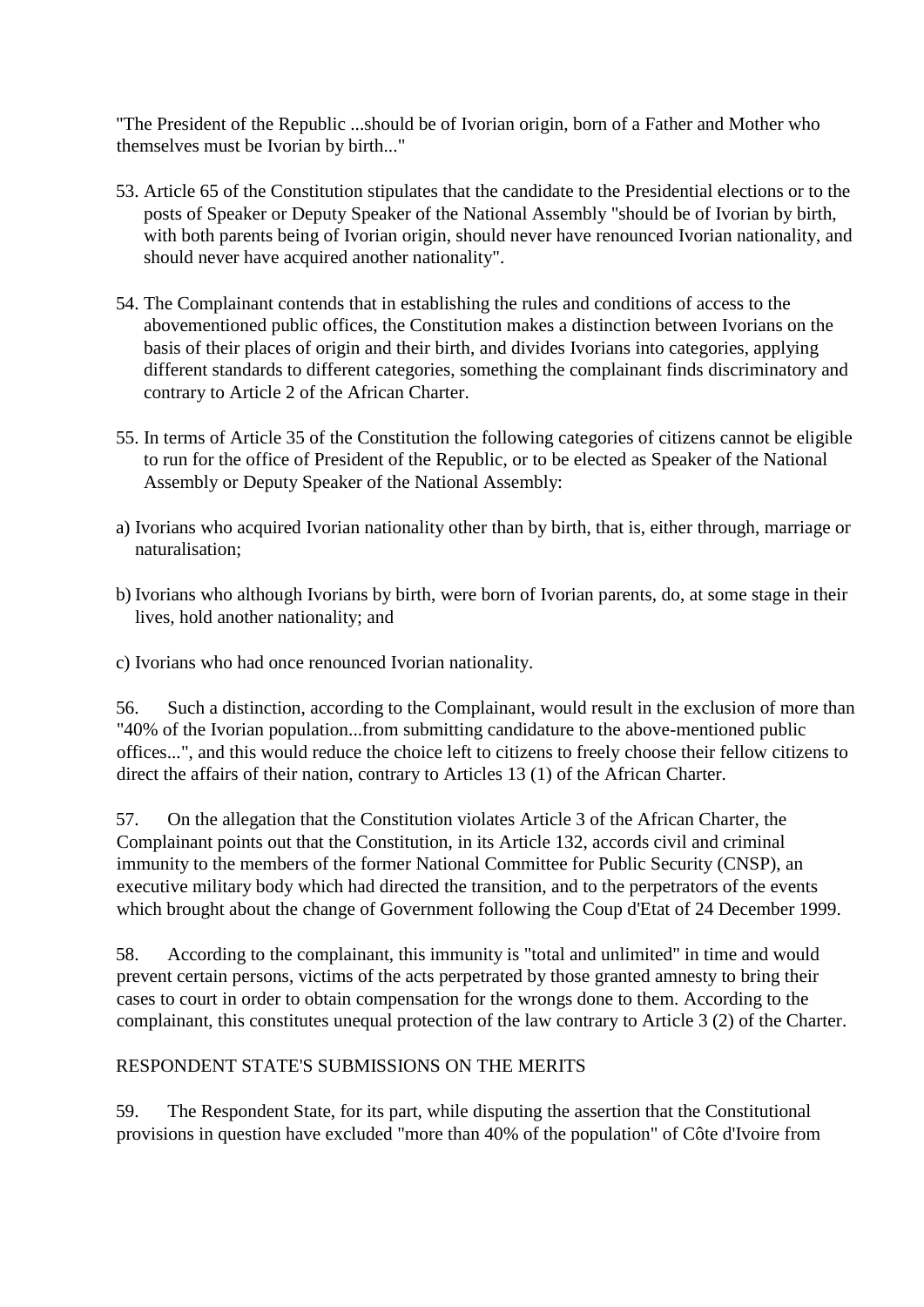"The President of the Republic ...should be of Ivorian origin, born of a Father and Mother who themselves must be Ivorian by birth..."

53. Article 65 of the Constitution stipulates that the candidate to the Presidential elections or to the posts of Speaker or Deputy Speaker of the National Assembly "should be of Ivorian by birth, with both parents being of Ivorian origin, should never have renounced Ivorian nationality, and should never have acquired another nationality".

54. The Complainant contends that in establishing the rules and conditions of access to the abovementioned public offices, the Constitution makes a distinction between Ivorians on the basis of their places of origin and their birth, and divides Ivorians into categories, applying different standards to different categories, something the complainant finds discriminatory and contrary to Article 2 of the African Charter.

55. In terms of Article 35 of the Constitution the following categories of citizens cannot be eligible to run for the office of President of the Republic, or to be elected as Speaker of the National Assembly or Deputy Speaker of the National Assembly:

a) Ivorians who acquired Ivorian nationality other than by birth, that is, either through, marriage or naturalisation;

b) Ivorians who although Ivorians by birth, were born of Ivorian parents, do, at some stage in their lives, hold another nationality; and

c) Ivorians who had once renounced Ivorian nationality.

56. Such a distinction, according to the Complainant, would result in the exclusion of more than "40% of the Ivorian population...from submitting candidature to the above-mentioned public offices...", and this would reduce the choice left to citizens to freely choose their fellow citizens to direct the affairs of their nation, contrary to Articles 13 (1) of the African Charter.

57. On the allegation that the Constitution violates Article 3 of the African Charter, the Complainant points out that the Constitution, in its Article 132, accords civil and criminal immunity to the members of the former National Committee for Public Security (CNSP), an executive military body which had directed the transition, and to the perpetrators of the events which brought about the change of Government following the Coup d'Etat of 24 December 1999.

58. According to the complainant, this immunity is "total and unlimited" in time and would prevent certain persons, victims of the acts perpetrated by those granted amnesty to bring their cases to court in order to obtain compensation for the wrongs done to them. According to the complainant, this constitutes unequal protection of the law contrary to Article 3 (2) of the Charter.

RESPONDENT STATE'S SUBMISSIONS ON THE MERITS

59. The Respondent State, for its part, while disputing the assertion that the Constitutional provisions in question have excluded "more than 40% of the population" of Côte d'Ivoire from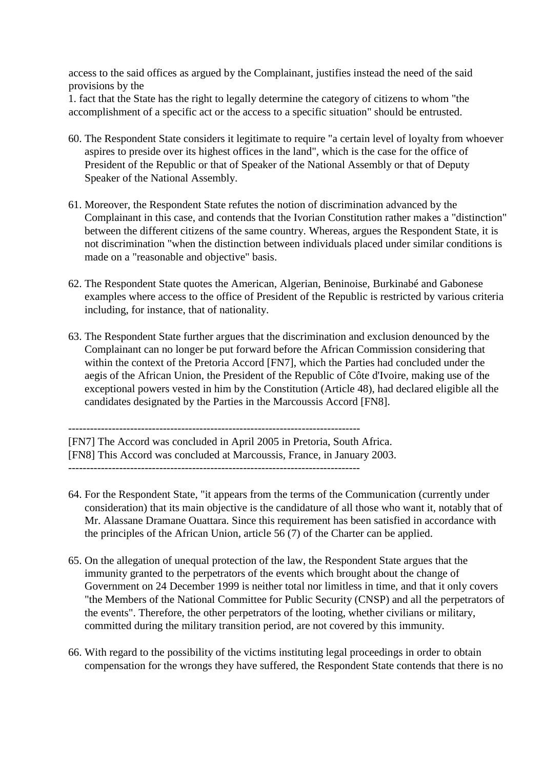access to the said offices as argued by the Complainant, justifies instead the need of the said provisions by the

1. fact that the State has the right to legally determine the category of citizens to whom "the accomplishment of a specific act or the access to a specific situation" should be entrusted.

60. The Respondent State considers it legitimate to require "a certain level of loyalty from whoever aspires to preside over its highest offices in the land", which is the case for the office of President of the Republic or that of Speaker of the National Assembly or that of Deputy Speaker of the National Assembly.

61. Moreover, the Respondent State refutes the notion of discrimination advanced by the Complainant in this case, and contends that the Ivorian Constitution rather makes a "distinction" between the different citizens of the same country. Whereas, argues the Respondent State, it is not discrimination "when the distinction between individuals placed under similar conditions is made on a "reasonable and objective" basis.

62. The Respondent State quotes the American, Algerian, Beninoise, Burkinabé and Gabonese examples where access to the office of President of the Republic is restricted by various criteria including, for instance, that of nationality.

63. The Respondent State further argues that the discrimination and exclusion denounced by the Complainant can no longer be put forward before the African Commission considering that within the context of the Pretoria Accord [FN7], which the Parties had concluded under the aegis of the African Union, the President of the Republic of Côte d'Ivoire, making use of the exceptional powers vested in him by the Constitution (Article 48), had declared eligible all the candidates designated by the Parties in the Marcoussis Accord [FN8].

---

[FN7] The Accord was concluded in April 2005 in Pretoria, South Africa.
[FN8] This Accord was concluded at Marcoussis, France, in January 2003.

---

64. For the Respondent State, "it appears from the terms of the Communication (currently under consideration) that its main objective is the candidature of all those who want it, notably that of Mr. Alassane Dramane Ouattara. Since this requirement has been satisfied in accordance with the principles of the African Union, article 56 (7) of the Charter can be applied.

65. On the allegation of unequal protection of the law, the Respondent State argues that the immunity granted to the perpetrators of the events which brought about the change of Government on 24 December 1999 is neither total nor limitless in time, and that it only covers "the Members of the National Committee for Public Security (CNSP) and all the perpetrators of the events". Therefore, the other perpetrators of the looting, whether civilians or military, committed during the military transition period, are not covered by this immunity.

66. With regard to the possibility of the victims instituting legal proceedings in order to obtain compensation for the wrongs they have suffered, the Respondent State contends that there is no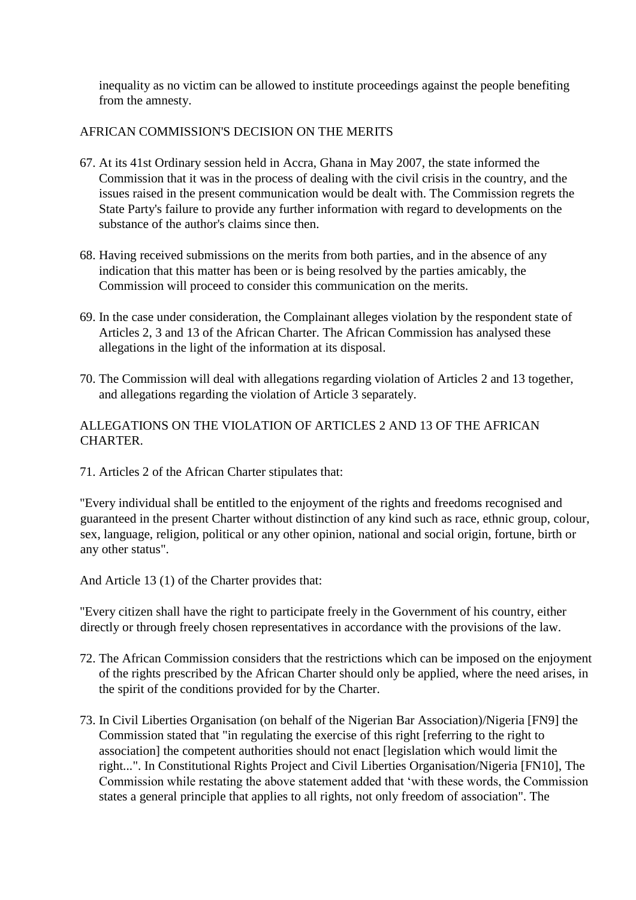inequality as no victim can be allowed to institute proceedings against the people benefiting from the amnesty.

AFRICAN COMMISSION'S DECISION ON THE MERITS

67. At its 41st Ordinary session held in Accra, Ghana in May 2007, the state informed the Commission that it was in the process of dealing with the civil crisis in the country, and the issues raised in the present communication would be dealt with. The Commission regrets the State Party's failure to provide any further information with regard to developments on the substance of the author's claims since then.

68. Having received submissions on the merits from both parties, and in the absence of any indication that this matter has been or is being resolved by the parties amicably, the Commission will proceed to consider this communication on the merits.

69. In the case under consideration, the Complainant alleges violation by the respondent state of Articles 2, 3 and 13 of the African Charter. The African Commission has analysed these allegations in the light of the information at its disposal.

70. The Commission will deal with allegations regarding violation of Articles 2 and 13 together, and allegations regarding the violation of Article 3 separately.

ALLEGATIONS ON THE VIOLATION OF ARTICLES 2 AND 13 OF THE AFRICAN CHARTER.

71. Articles 2 of the African Charter stipulates that:

"Every individual shall be entitled to the enjoyment of the rights and freedoms recognised and guaranteed in the present Charter without distinction of any kind such as race, ethnic group, colour, sex, language, religion, political or any other opinion, national and social origin, fortune, birth or any other status".

And Article 13 (1) of the Charter provides that:

"Every citizen shall have the right to participate freely in the Government of his country, either directly or through freely chosen representatives in accordance with the provisions of the law.

72. The African Commission considers that the restrictions which can be imposed on the enjoyment of the rights prescribed by the African Charter should only be applied, where the need arises, in the spirit of the conditions provided for by the Charter.

73. In Civil Liberties Organisation (on behalf of the Nigerian Bar Association)/Nigeria [FN9] the Commission stated that "in regulating the exercise of this right [referring to the right to association] the competent authorities should not enact [legislation which would limit the right...". In Constitutional Rights Project and Civil Liberties Organisation/Nigeria [FN10], The Commission while restating the above statement added that 'with these words, the Commission states a general principle that applies to all rights, not only freedom of association". The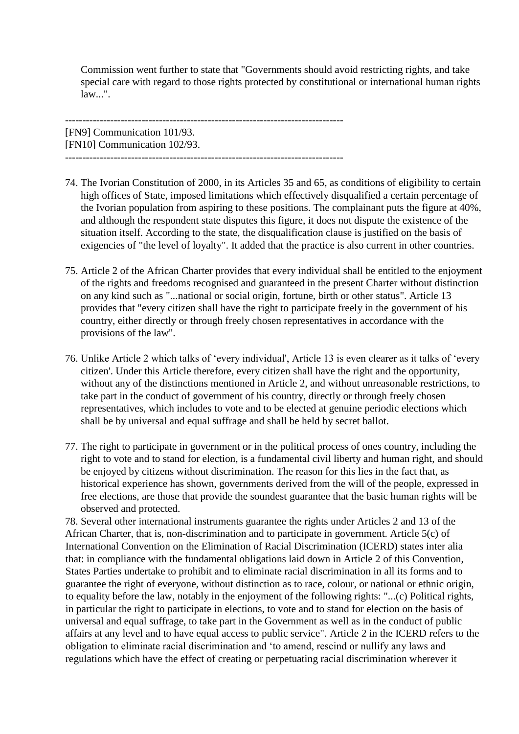Commission went further to state that "Governments should avoid restricting rights, and take special care with regard to those rights protected by constitutional or international human rights law...".

---

[FN9] Communication 101/93.
[FN10] Communication 102/93.

---

74. The Ivorian Constitution of 2000, in its Articles 35 and 65, as conditions of eligibility to certain high offices of State, imposed limitations which effectively disqualified a certain percentage of the Ivorian population from aspiring to these positions. The complainant puts the figure at 40%, and although the respondent state disputes this figure, it does not dispute the existence of the situation itself. According to the state, the disqualification clause is justified on the basis of exigencies of "the level of loyalty". It added that the practice is also current in other countries.

75. Article 2 of the African Charter provides that every individual shall be entitled to the enjoyment of the rights and freedoms recognised and guaranteed in the present Charter without distinction on any kind such as "...national or social origin, fortune, birth or other status". Article 13 provides that "every citizen shall have the right to participate freely in the government of his country, either directly or through freely chosen representatives in accordance with the provisions of the law".

76. Unlike Article 2 which talks of 'every individual', Article 13 is even clearer as it talks of 'every citizen'. Under this Article therefore, every citizen shall have the right and the opportunity, without any of the distinctions mentioned in Article 2, and without unreasonable restrictions, to take part in the conduct of government of his country, directly or through freely chosen representatives, which includes to vote and to be elected at genuine periodic elections which shall be by universal and equal suffrage and shall be held by secret ballot.

77. The right to participate in government or in the political process of ones country, including the right to vote and to stand for election, is a fundamental civil liberty and human right, and should be enjoyed by citizens without discrimination. The reason for this lies in the fact that, as historical experience has shown, governments derived from the will of the people, expressed in free elections, are those that provide the soundest guarantee that the basic human rights will be observed and protected.

78. Several other international instruments guarantee the rights under Articles 2 and 13 of the African Charter, that is, non-discrimination and to participate in government. Article 5(c) of International Convention on the Elimination of Racial Discrimination (ICERD) states inter alia that: in compliance with the fundamental obligations laid down in Article 2 of this Convention, States Parties undertake to prohibit and to eliminate racial discrimination in all its forms and to guarantee the right of everyone, without distinction as to race, colour, or national or ethnic origin, to equality before the law, notably in the enjoyment of the following rights: "...(c) Political rights, in particular the right to participate in elections, to vote and to stand for election on the basis of universal and equal suffrage, to take part in the Government as well as in the conduct of public affairs at any level and to have equal access to public service". Article 2 in the ICERD refers to the obligation to eliminate racial discrimination and 'to amend, rescind or nullify any laws and regulations which have the effect of creating or perpetuating racial discrimination wherever it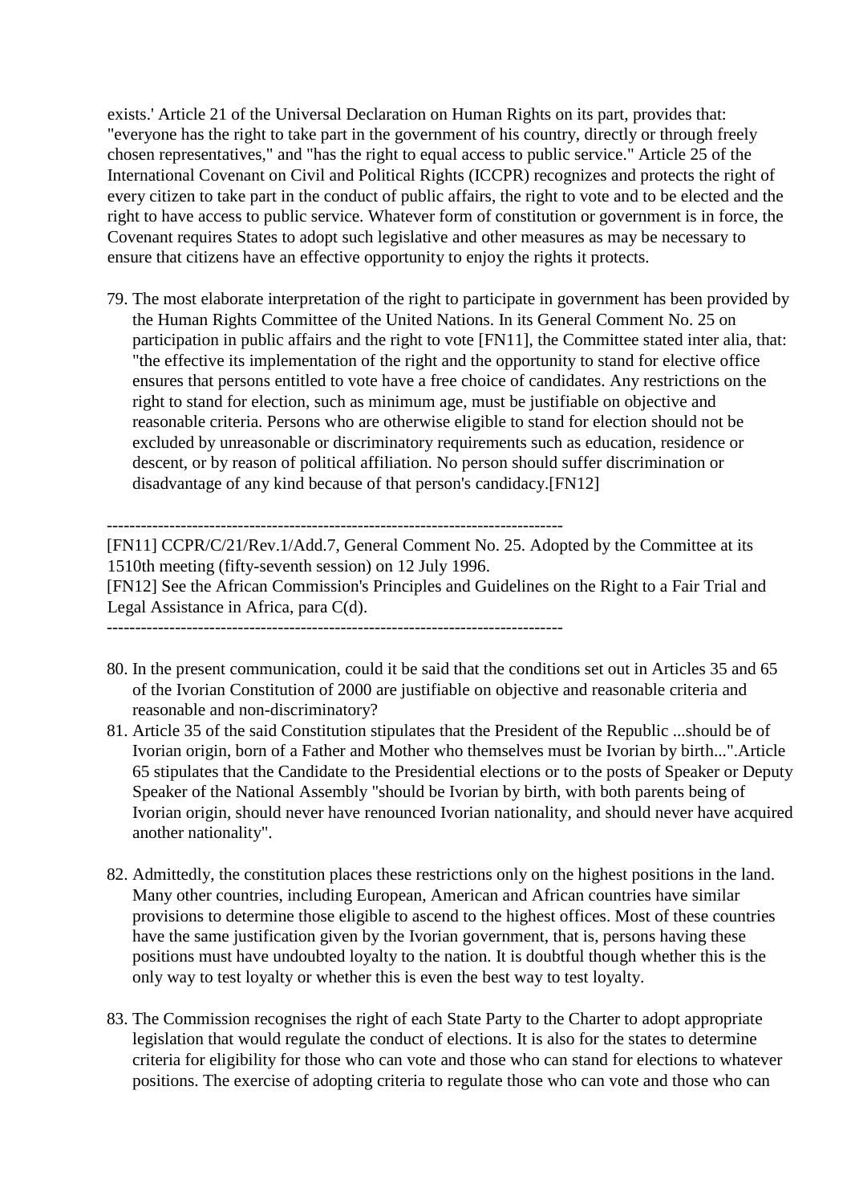exists.' Article 21 of the Universal Declaration on Human Rights on its part, provides that: "everyone has the right to take part in the government of his country, directly or through freely chosen representatives," and "has the right to equal access to public service." Article 25 of the International Covenant on Civil and Political Rights (ICCPR) recognizes and protects the right of every citizen to take part in the conduct of public affairs, the right to vote and to be elected and the right to have access to public service. Whatever form of constitution or government is in force, the Covenant requires States to adopt such legislative and other measures as may be necessary to ensure that citizens have an effective opportunity to enjoy the rights it protects.

79. The most elaborate interpretation of the right to participate in government has been provided by the Human Rights Committee of the United Nations. In its General Comment No. 25 on participation in public affairs and the right to vote [FN11], the Committee stated inter alia, that: "the effective its implementation of the right and the opportunity to stand for elective office ensures that persons entitled to vote have a free choice of candidates. Any restrictions on the right to stand for election, such as minimum age, must be justifiable on objective and reasonable criteria. Persons who are otherwise eligible to stand for election should not be excluded by unreasonable or discriminatory requirements such as education, residence or descent, or by reason of political affiliation. No person should suffer discrimination or disadvantage of any kind because of that person's candidacy.[FN12]

--------------------------------------------------------------------------------

[FN11] CCPR/C/21/Rev.1/Add.7, General Comment No. 25. Adopted by the Committee at its 1510th meeting (fifty-seventh session) on 12 July 1996.
[FN12] See the African Commission's Principles and Guidelines on the Right to a Fair Trial and Legal Assistance in Africa, para C(d).

--------------------------------------------------------------------------------

80. In the present communication, could it be said that the conditions set out in Articles 35 and 65 of the Ivorian Constitution of 2000 are justifiable on objective and reasonable criteria and reasonable and non-discriminatory?
81. Article 35 of the said Constitution stipulates that the President of the Republic ...should be of Ivorian origin, born of a Father and Mother who themselves must be Ivorian by birth...".Article 65 stipulates that the Candidate to the Presidential elections or to the posts of Speaker or Deputy Speaker of the National Assembly "should be Ivorian by birth, with both parents being of Ivorian origin, should never have renounced Ivorian nationality, and should never have acquired another nationality".

82. Admittedly, the constitution places these restrictions only on the highest positions in the land. Many other countries, including European, American and African countries have similar provisions to determine those eligible to ascend to the highest offices. Most of these countries have the same justification given by the Ivorian government, that is, persons having these positions must have undoubted loyalty to the nation. It is doubtful though whether this is the only way to test loyalty or whether this is even the best way to test loyalty.

83. The Commission recognises the right of each State Party to the Charter to adopt appropriate legislation that would regulate the conduct of elections. It is also for the states to determine criteria for eligibility for those who can vote and those who can stand for elections to whatever positions. The exercise of adopting criteria to regulate those who can vote and those who can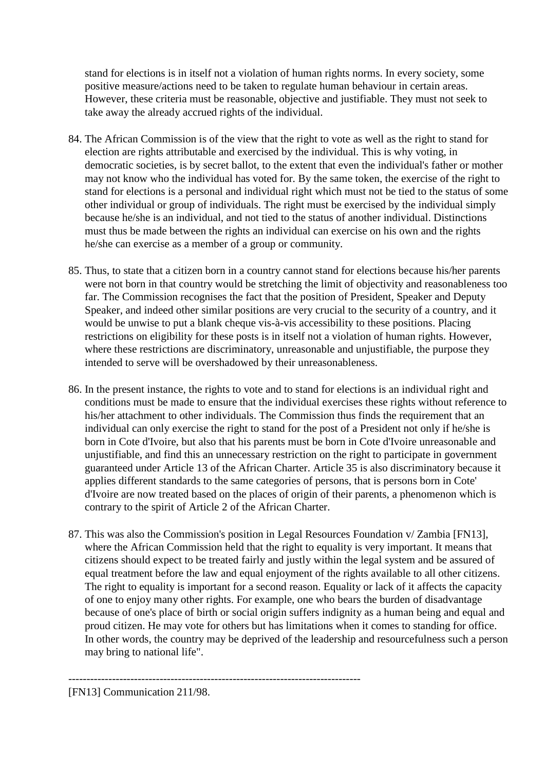stand for elections is in itself not a violation of human rights norms. In every society, some positive measure/actions need to be taken to regulate human behaviour in certain areas. However, these criteria must be reasonable, objective and justifiable. They must not seek to take away the already accrued rights of the individual.

84. The African Commission is of the view that the right to vote as well as the right to stand for election are rights attributable and exercised by the individual. This is why voting, in democratic societies, is by secret ballot, to the extent that even the individual's father or mother may not know who the individual has voted for. By the same token, the exercise of the right to stand for elections is a personal and individual right which must not be tied to the status of some other individual or group of individuals. The right must be exercised by the individual simply because he/she is an individual, and not tied to the status of another individual. Distinctions must thus be made between the rights an individual can exercise on his own and the rights he/she can exercise as a member of a group or community.

85. Thus, to state that a citizen born in a country cannot stand for elections because his/her parents were not born in that country would be stretching the limit of objectivity and reasonableness too far. The Commission recognises the fact that the position of President, Speaker and Deputy Speaker, and indeed other similar positions are very crucial to the security of a country, and it would be unwise to put a blank cheque vis-à-vis accessibility to these positions. Placing restrictions on eligibility for these posts is in itself not a violation of human rights. However, where these restrictions are discriminatory, unreasonable and unjustifiable, the purpose they intended to serve will be overshadowed by their unreasonableness.

86. In the present instance, the rights to vote and to stand for elections is an individual right and conditions must be made to ensure that the individual exercises these rights without reference to his/her attachment to other individuals. The Commission thus finds the requirement that an individual can only exercise the right to stand for the post of a President not only if he/she is born in Cote d'Ivoire, but also that his parents must be born in Cote d'Ivoire unreasonable and unjustifiable, and find this an unnecessary restriction on the right to participate in government guaranteed under Article 13 of the African Charter. Article 35 is also discriminatory because it applies different standards to the same categories of persons, that is persons born in Cote' d'Ivoire are now treated based on the places of origin of their parents, a phenomenon which is contrary to the spirit of Article 2 of the African Charter.

87. This was also the Commission's position in Legal Resources Foundation v/ Zambia [FN13], where the African Commission held that the right to equality is very important. It means that citizens should expect to be treated fairly and justly within the legal system and be assured of equal treatment before the law and equal enjoyment of the rights available to all other citizens. The right to equality is important for a second reason. Equality or lack of it affects the capacity of one to enjoy many other rights. For example, one who bears the burden of disadvantage because of one's place of birth or social origin suffers indignity as a human being and equal and proud citizen. He may vote for others but has limitations when it comes to standing for office. In other words, the country may be deprived of the leadership and resourcefulness such a person may bring to national life".

--------------------------------------------------------------------------------

[FN13] Communication 211/98.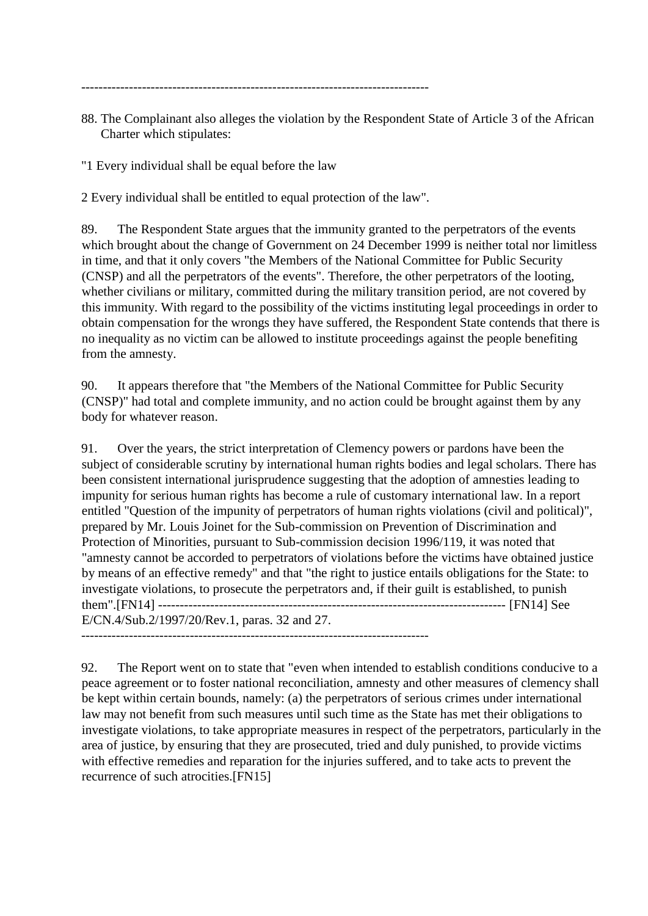--------------------------------------------------------------------------------

88. The Complainant also alleges the violation by the Respondent State of Article 3 of the African Charter which stipulates:

"1 Every individual shall be equal before the law

2 Every individual shall be entitled to equal protection of the law".

89. The Respondent State argues that the immunity granted to the perpetrators of the events which brought about the change of Government on 24 December 1999 is neither total nor limitless in time, and that it only covers "the Members of the National Committee for Public Security (CNSP) and all the perpetrators of the events". Therefore, the other perpetrators of the looting, whether civilians or military, committed during the military transition period, are not covered by this immunity. With regard to the possibility of the victims instituting legal proceedings in order to obtain compensation for the wrongs they have suffered, the Respondent State contends that there is no inequality as no victim can be allowed to institute proceedings against the people benefiting from the amnesty.

90. It appears therefore that "the Members of the National Committee for Public Security (CNSP)" had total and complete immunity, and no action could be brought against them by any body for whatever reason.

91. Over the years, the strict interpretation of Clemency powers or pardons have been the subject of considerable scrutiny by international human rights bodies and legal scholars. There has been consistent international jurisprudence suggesting that the adoption of amnesties leading to impunity for serious human rights has become a rule of customary international law. In a report entitled "Question of the impunity of perpetrators of human rights violations (civil and political)", prepared by Mr. Louis Joinet for the Sub-commission on Prevention of Discrimination and Protection of Minorities, pursuant to Sub-commission decision 1996/119, it was noted that "amnesty cannot be accorded to perpetrators of violations before the victims have obtained justice by means of an effective remedy" and that "the right to justice entails obligations for the State: to investigate violations, to prosecute the perpetrators and, if their guilt is established, to punish them".[FN14] -------------------------------------------------------------------------------- [FN14] See E/CN.4/Sub.2/1997/20/Rev.1, paras. 32 and 27.
--------------------------------------------------------------------------------

92. The Report went on to state that "even when intended to establish conditions conducive to a peace agreement or to foster national reconciliation, amnesty and other measures of clemency shall be kept within certain bounds, namely: (a) the perpetrators of serious crimes under international law may not benefit from such measures until such time as the State has met their obligations to investigate violations, to take appropriate measures in respect of the perpetrators, particularly in the area of justice, by ensuring that they are prosecuted, tried and duly punished, to provide victims with effective remedies and reparation for the injuries suffered, and to take acts to prevent the recurrence of such atrocities.[FN15]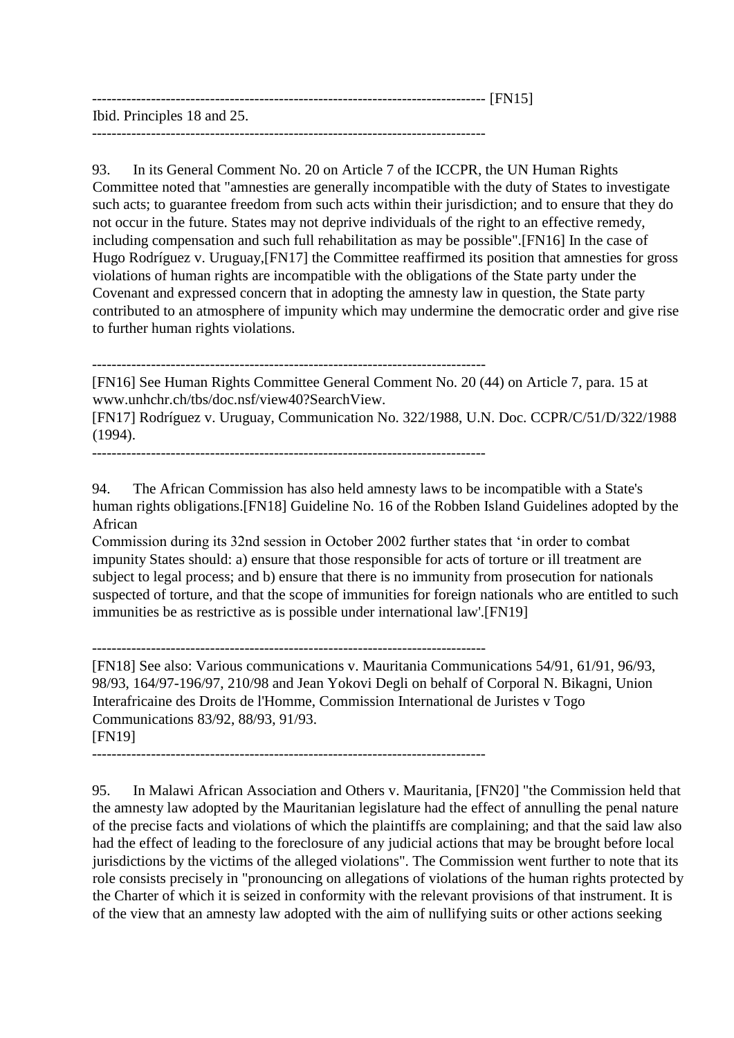-------------------------------------------------------------------------------- [FN15]
Ibid. Principles 18 and 25.
--------------------------------------------------------------------------------

93. In its General Comment No. 20 on Article 7 of the ICCPR, the UN Human Rights Committee noted that "amnesties are generally incompatible with the duty of States to investigate such acts; to guarantee freedom from such acts within their jurisdiction; and to ensure that they do not occur in the future. States may not deprive individuals of the right to an effective remedy, including compensation and such full rehabilitation as may be possible".[FN16] In the case of Hugo Rodríguez v. Uruguay,[FN17] the Committee reaffirmed its position that amnesties for gross violations of human rights are incompatible with the obligations of the State party under the Covenant and expressed concern that in adopting the amnesty law in question, the State party contributed to an atmosphere of impunity which may undermine the democratic order and give rise to further human rights violations.

--------------------------------------------------------------------------------
[FN16] See Human Rights Committee General Comment No. 20 (44) on Article 7, para. 15 at www.unhchr.ch/tbs/doc.nsf/view40?SearchView.
[FN17] Rodríguez v. Uruguay, Communication No. 322/1988, U.N. Doc. CCPR/C/51/D/322/1988 (1994).
--------------------------------------------------------------------------------

94. The African Commission has also held amnesty laws to be incompatible with a State's human rights obligations.[FN18] Guideline No. 16 of the Robben Island Guidelines adopted by the African
Commission during its 32nd session in October 2002 further states that 'in order to combat impunity States should: a) ensure that those responsible for acts of torture or ill treatment are subject to legal process; and b) ensure that there is no immunity from prosecution for nationals suspected of torture, and that the scope of immunities for foreign nationals who are entitled to such immunities be as restrictive as is possible under international law'.[FN19]

--------------------------------------------------------------------------------
[FN18] See also: Various communications v. Mauritania Communications 54/91, 61/91, 96/93, 98/93, 164/97-196/97, 210/98 and Jean Yokovi Degli on behalf of Corporal N. Bikagni, Union Interafricaine des Droits de l'Homme, Commission International de Juristes v Togo Communications 83/92, 88/93, 91/93.
[FN19]
--------------------------------------------------------------------------------

95. In Malawi African Association and Others v. Mauritania, [FN20] "the Commission held that the amnesty law adopted by the Mauritanian legislature had the effect of annulling the penal nature of the precise facts and violations of which the plaintiffs are complaining; and that the said law also had the effect of leading to the foreclosure of any judicial actions that may be brought before local jurisdictions by the victims of the alleged violations". The Commission went further to note that its role consists precisely in "pronouncing on allegations of violations of the human rights protected by the Charter of which it is seized in conformity with the relevant provisions of that instrument. It is of the view that an amnesty law adopted with the aim of nullifying suits or other actions seeking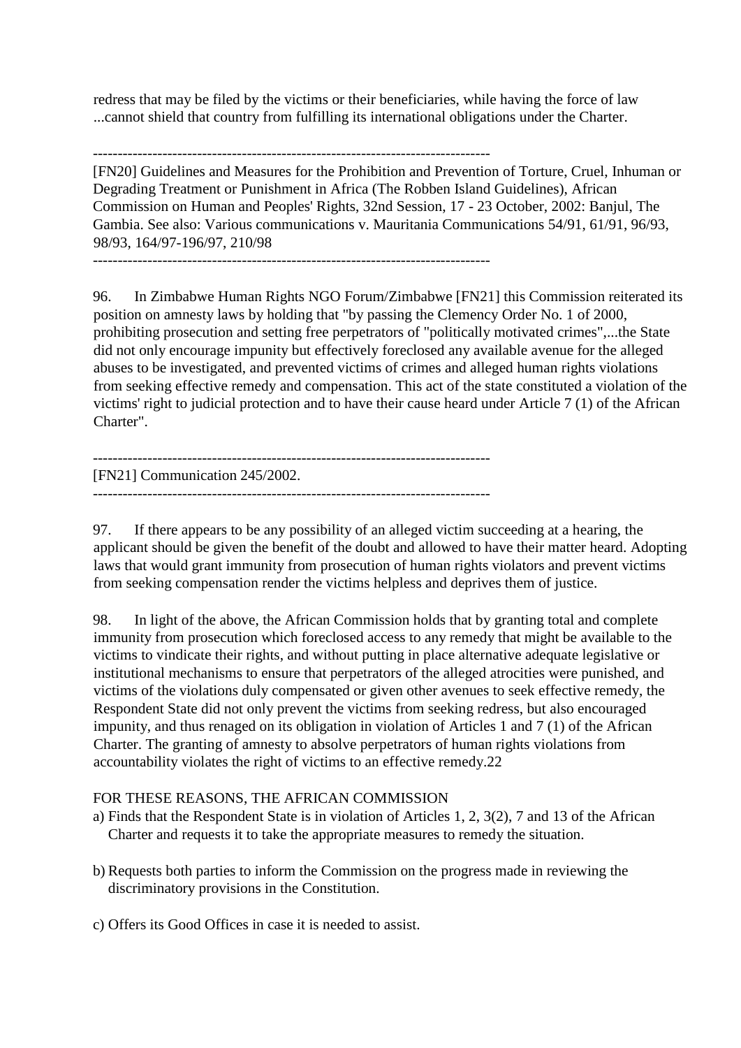redress that may be filed by the victims or their beneficiaries, while having the force of law ...cannot shield that country from fulfilling its international obligations under the Charter.

--------------------------------------------------------------------------------

[FN20] Guidelines and Measures for the Prohibition and Prevention of Torture, Cruel, Inhuman or Degrading Treatment or Punishment in Africa (The Robben Island Guidelines), African Commission on Human and Peoples' Rights, 32nd Session, 17 - 23 October, 2002: Banjul, The Gambia. See also: Various communications v. Mauritania Communications 54/91, 61/91, 96/93, 98/93, 164/97-196/97, 210/98

--------------------------------------------------------------------------------

96. In Zimbabwe Human Rights NGO Forum/Zimbabwe [FN21] this Commission reiterated its position on amnesty laws by holding that "by passing the Clemency Order No. 1 of 2000, prohibiting prosecution and setting free perpetrators of "politically motivated crimes",...the State did not only encourage impunity but effectively foreclosed any available avenue for the alleged abuses to be investigated, and prevented victims of crimes and alleged human rights violations from seeking effective remedy and compensation. This act of the state constituted a violation of the victims' right to judicial protection and to have their cause heard under Article 7 (1) of the African Charter".

--------------------------------------------------------------------------------

[FN21] Communication 245/2002.

--------------------------------------------------------------------------------

97. If there appears to be any possibility of an alleged victim succeeding at a hearing, the applicant should be given the benefit of the doubt and allowed to have their matter heard. Adopting laws that would grant immunity from prosecution of human rights violators and prevent victims from seeking compensation render the victims helpless and deprives them of justice.

98. In light of the above, the African Commission holds that by granting total and complete immunity from prosecution which foreclosed access to any remedy that might be available to the victims to vindicate their rights, and without putting in place alternative adequate legislative or institutional mechanisms to ensure that perpetrators of the alleged atrocities were punished, and victims of the violations duly compensated or given other avenues to seek effective remedy, the Respondent State did not only prevent the victims from seeking redress, but also encouraged impunity, and thus renaged on its obligation in violation of Articles 1 and 7 (1) of the African Charter. The granting of amnesty to absolve perpetrators of human rights violations from accountability violates the right of victims to an effective remedy.22

FOR THESE REASONS, THE AFRICAN COMMISSION

a) Finds that the Respondent State is in violation of Articles 1, 2, 3(2), 7 and 13 of the African Charter and requests it to take the appropriate measures to remedy the situation.

b) Requests both parties to inform the Commission on the progress made in reviewing the discriminatory provisions in the Constitution.

c) Offers its Good Offices in case it is needed to assist.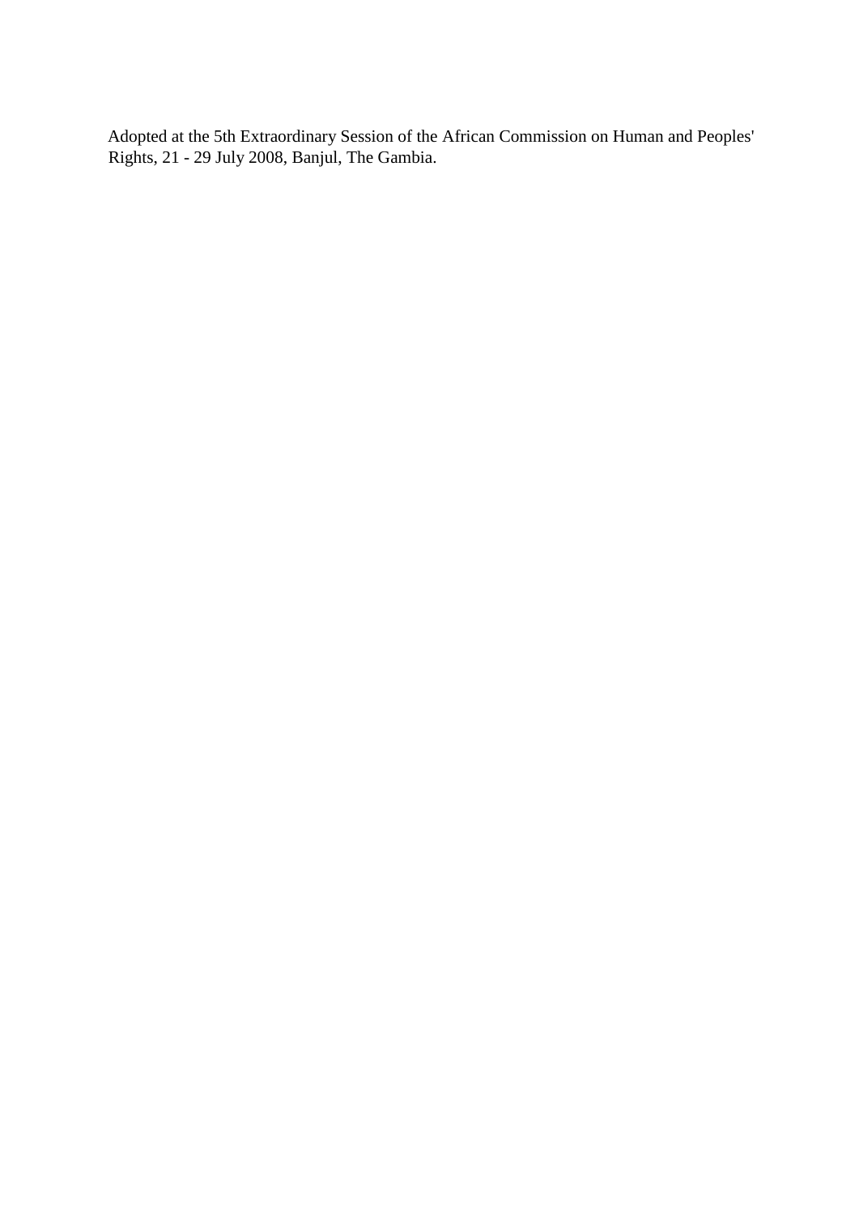Adopted at the 5th Extraordinary Session of the African Commission on Human and Peoples' Rights, 21 - 29 July 2008, Banjul, The Gambia.